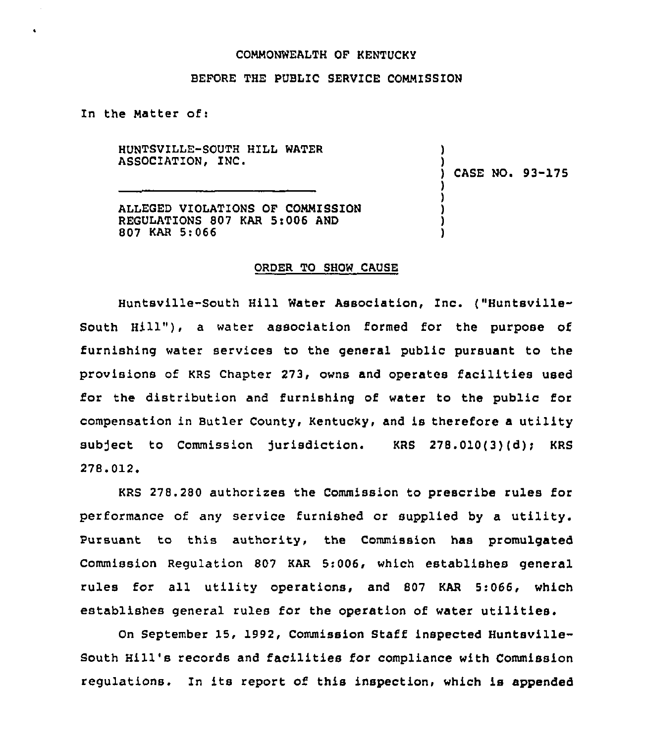COMMONWEALTH OF KENTUCKY

BEFORE THE PUBLIC SERVICE COMMISSION

In the Matter of:

HUNTSVILLE-SOUTH HILL WATER ASSOCIATION, INC.

---

ALLEGED VIOLATIONS OF COMMISSION REGULATIONS 807 KAR 5:006 AND 807 KAR 5:066

) CASE NO. 93-175

ORDER TO SHOW CAUSE

Huntsville-South Hill Water Association, Inc. ("Huntsville-South Hill"), a water association formed for the purpose of furnishing water services to the general public pursuant to the provisions of KRS Chapter 273, owns and operates facilities used for the distribution and furnishing of water to the public for compensation in Butler County, Kentucky, and is therefore a utility subject to Commission jurisdiction. KRS 278.010(3)(d); KRS 278.012.

KRS 278.280 authorizes the Commission to prescribe rules for performance of any service furnished or supplied by a utility. Pursuant to this authority, the Commission has promulgated Commission Regulation 807 KAR 5:006, which establishes general rules for all utility operations, and 807 KAR 5:066, which establishes general rules for the operation of water utilities.

On September 15, 1992, Commission Staff inspected Huntsville-South Hill's records and facilities for compliance with Commission regulations. In its report of this inspection, which is appended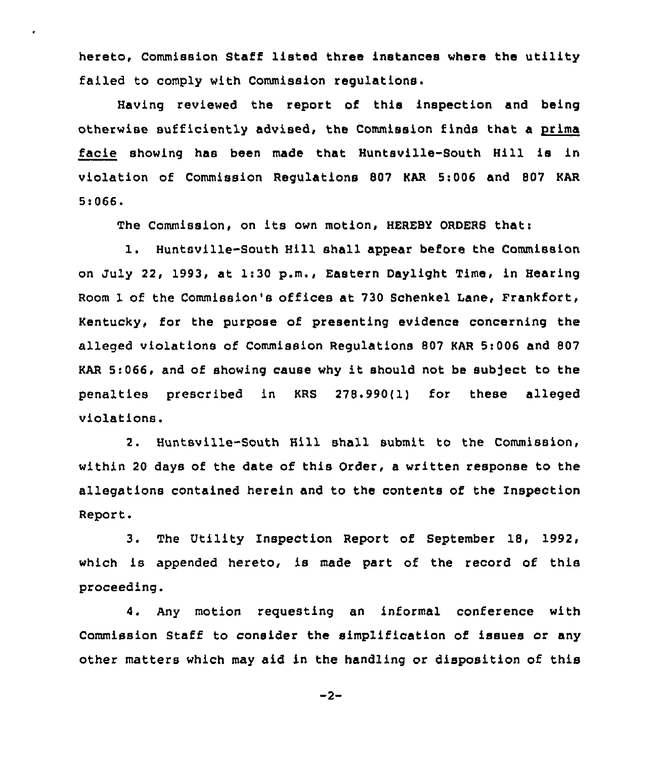hereto, Commission Staff listed three instances where the utility failed to comply with Commission regulations.

Having reviewed the report of this inspection and being otherwise sufficiently advised, the Commission finds that a <u>prima facie</u> showing has been made that Huntsville-South Hill is in violation of Commission Regulations 807 KAR 5:006 and 807 KAR 5:066.

The Commission, on its own motion, HEREBY ORDERS that:

1. Huntsville-South Hill shall appear before the Commission on July 22, 1993, at 1:30 p.m., Eastern Daylight Time, in Hearing Room 1 of the Commission's offices at 730 Schenkel Lane, Frankfort, Kentucky, for the purpose of presenting evidence concerning the alleged violations of Commission Regulations 807 KAR 5:006 and 807 KAR 5:066, and of showing cause why it should not be subject to the penalties prescribed in KRS 278.990(1) for these alleged violations.

2. Huntsville-South Hill shall submit to the Commission, within 20 days of the date of this Order, a written response to the allegations contained herein and to the contents of the Inspection Report.

3. The Utility Inspection Report of September 18, 1992, which is appended hereto, is made part of the record of this proceeding.

4. Any motion requesting an informal conference with Commission Staff to consider the simplification of issues or any other matters which may aid in the handling or disposition of this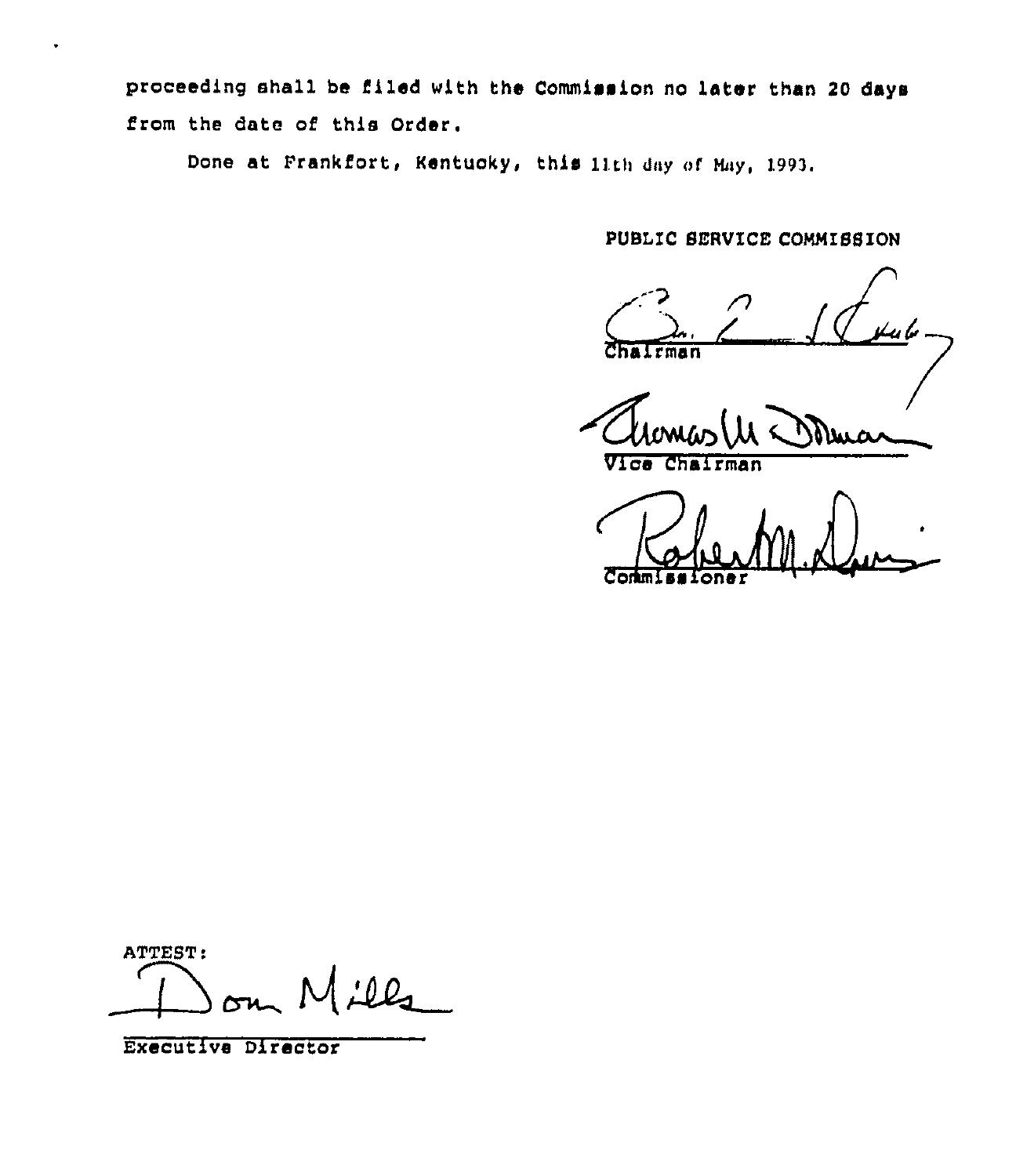proceeding shall be filed with the Commission no later than 20 days from the date of this Order.

Done at Frankfort, Kentucky, this 11th day of May, 1993.

PUBLIC SERVICE COMMISSION

Chairman

Vice Chairman

Commissioner

ATTEST:

Executive Director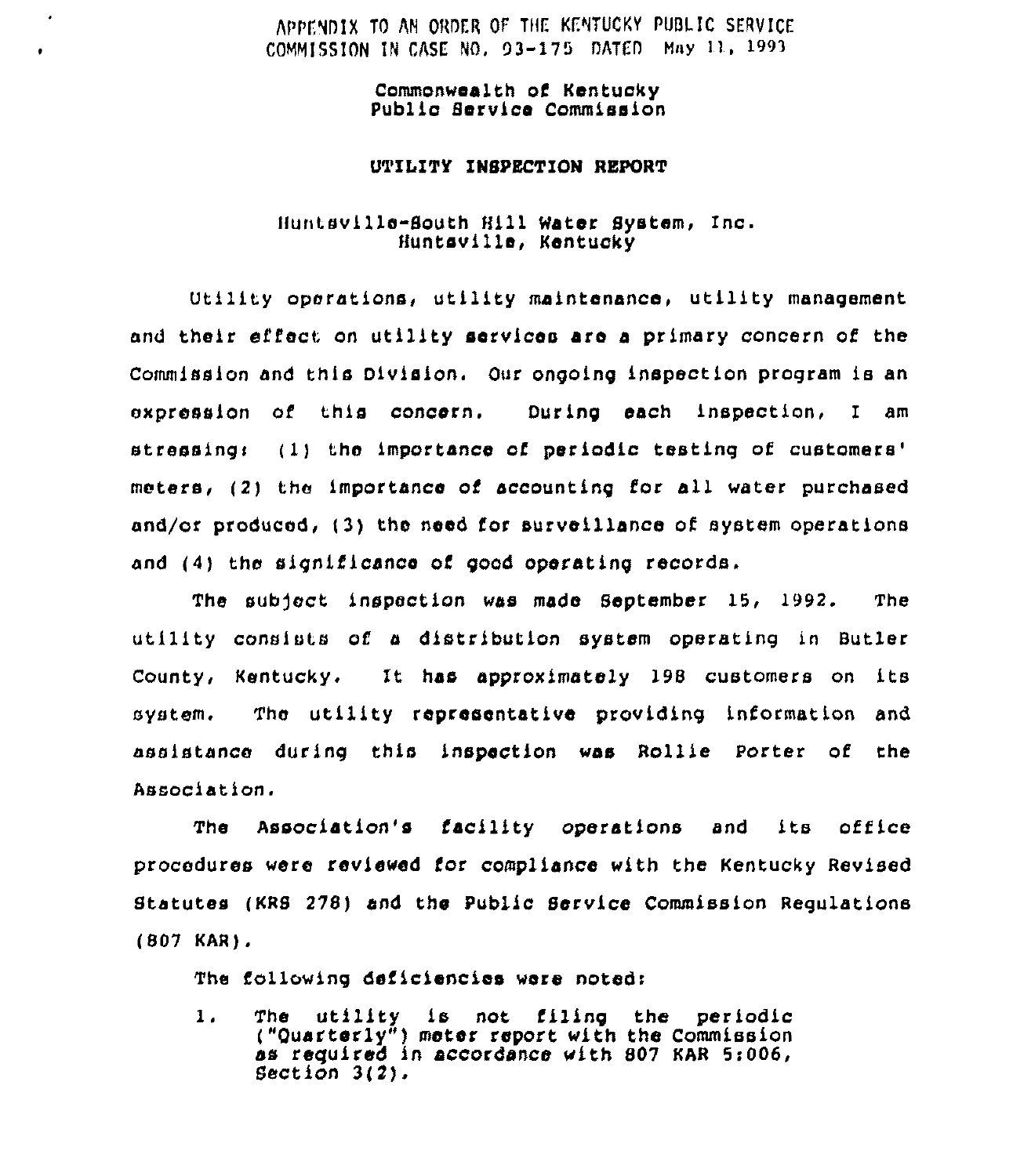APPENDIX TO AN ORDER OF THE KENTUCKY PUBLIC SERVICE COMMISSION IN CASE NO. 93-175 DATED May 11, 1993

Commonwealth of Kentucky
Public Service Commission

**UTILITY INSPECTION REPORT**

Huntsville-South Hill Water System, Inc.
Huntsville, Kentucky

Utility operations, utility maintenance, utility management and their effect on utility services are a primary concern of the Commission and this Division. Our ongoing inspection program is an expression of this concern. During each inspection, I am stressing: (1) the importance of periodic testing of customers' meters, (2) the importance of accounting for all water purchased and/or produced, (3) the need for surveillance of system operations and (4) the significance of good operating records.

The subject inspection was made September 15, 1992. The utility consists of a distribution system operating in Butler County, Kentucky. It has approximately 198 customers on its system. The utility representative providing information and assistance during this inspection was Rollie Porter of the Association.

The Association's facility operations and its office procedures were reviewed for compliance with the Kentucky Revised Statutes (KRS 278) and the Public Service Commission Regulations (807 KAR).

The following deficiencies were noted:

1. The utility is not filing the periodic ("Quarterly") meter report with the Commission as required in accordance with 807 KAR 5:006, Section 3(2).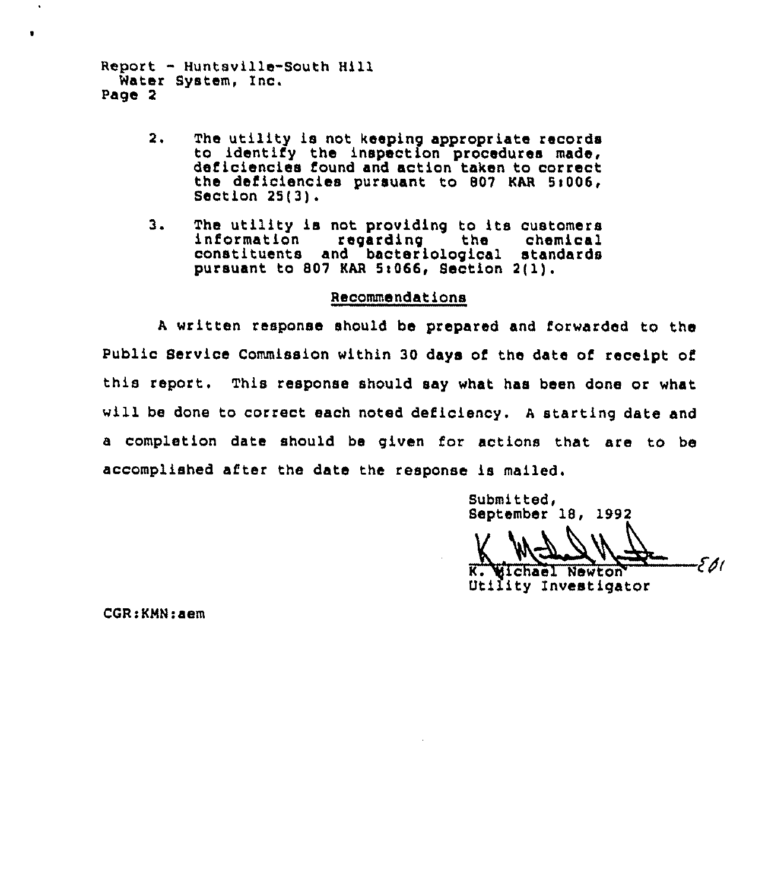2. The utility is not keeping appropriate records to identify the inspection procedures made, deficiencies found and action taken to correct the deficiencies pursuant to 807 KAR 5:006, Section 25(3).

3. The utility is not providing to its customers information regarding the chemical constituents and bacteriological standards pursuant to 807 KAR 5:066, Section 2(1).

## Recommendations

A written response should be prepared and forwarded to the Public Service Commission within 30 days of the date of receipt of this report. This response should say what has been done or what will be done to correct each noted deficiency. A starting date and a completion date should be given for actions that are to be accomplished after the date the response is mailed.

Submitted,
September 18, 1992

K. Michael Newton
Utility Investigator

CGR:KMN:aem